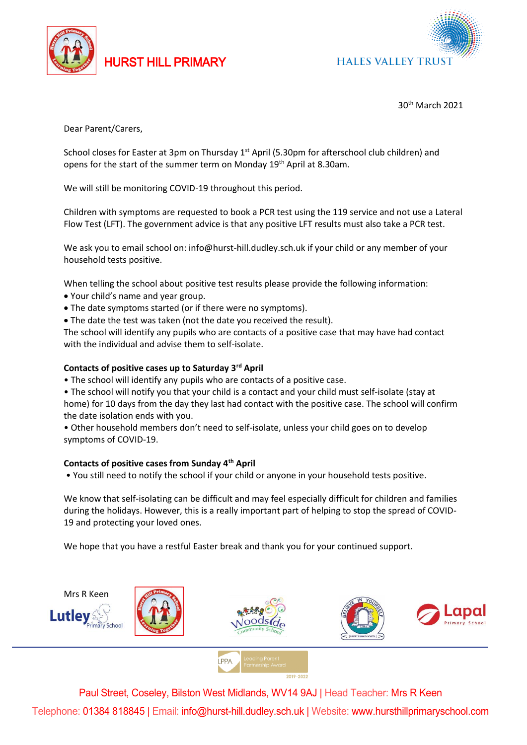HURST HILL PRIMARY

HALES VALLEY TRUST

30th March 2021

Dear Parent/Carers,

School closes for Easter at 3pm on Thursday 1st April (5.30pm for afterschool club children) and opens for the start of the summer term on Monday 19th April at 8.30am.

We will still be monitoring COVID-19 throughout this period.

Children with symptoms are requested to book a PCR test using the 119 service and not use a Lateral Flow Test (LFT). The government advice is that any positive LFT results must also take a PCR test.

We ask you to email school on: info@hurst-hill.dudley.sch.uk if your child or any member of your household tests positive.

When telling the school about positive test results please provide the following information:

- Your child's name and year group.
- The date symptoms started (or if there were no symptoms).
- The date the test was taken (not the date you received the result).

The school will identify any pupils who are contacts of a positive case that may have had contact with the individual and advise them to self-isolate.

**Contacts of positive cases up to Saturday 3rd April**

- The school will identify any pupils who are contacts of a positive case.
- The school will notify you that your child is a contact and your child must self-isolate (stay at home) for 10 days from the day they last had contact with the positive case. The school will confirm the date isolation ends with you.
- Other household members don't need to self-isolate, unless your child goes on to develop symptoms of COVID-19.

**Contacts of positive cases from Sunday 4th April**

- You still need to notify the school if your child or anyone in your household tests positive.

We know that self-isolating can be difficult and may feel especially difficult for children and families during the holidays. However, this is a really important part of helping to stop the spread of COVID-19 and protecting your loved ones.

We hope that you have a restful Easter break and thank you for your continued support.

Mrs R Keen

Paul Street, Coseley, Bilston West Midlands, WV14 9AJ | Head Teacher: Mrs R Keen

Telephone: 01384 818845 | Email: info@hurst-hill.dudley.sch.uk | Website: www.hursthillprimaryschool.com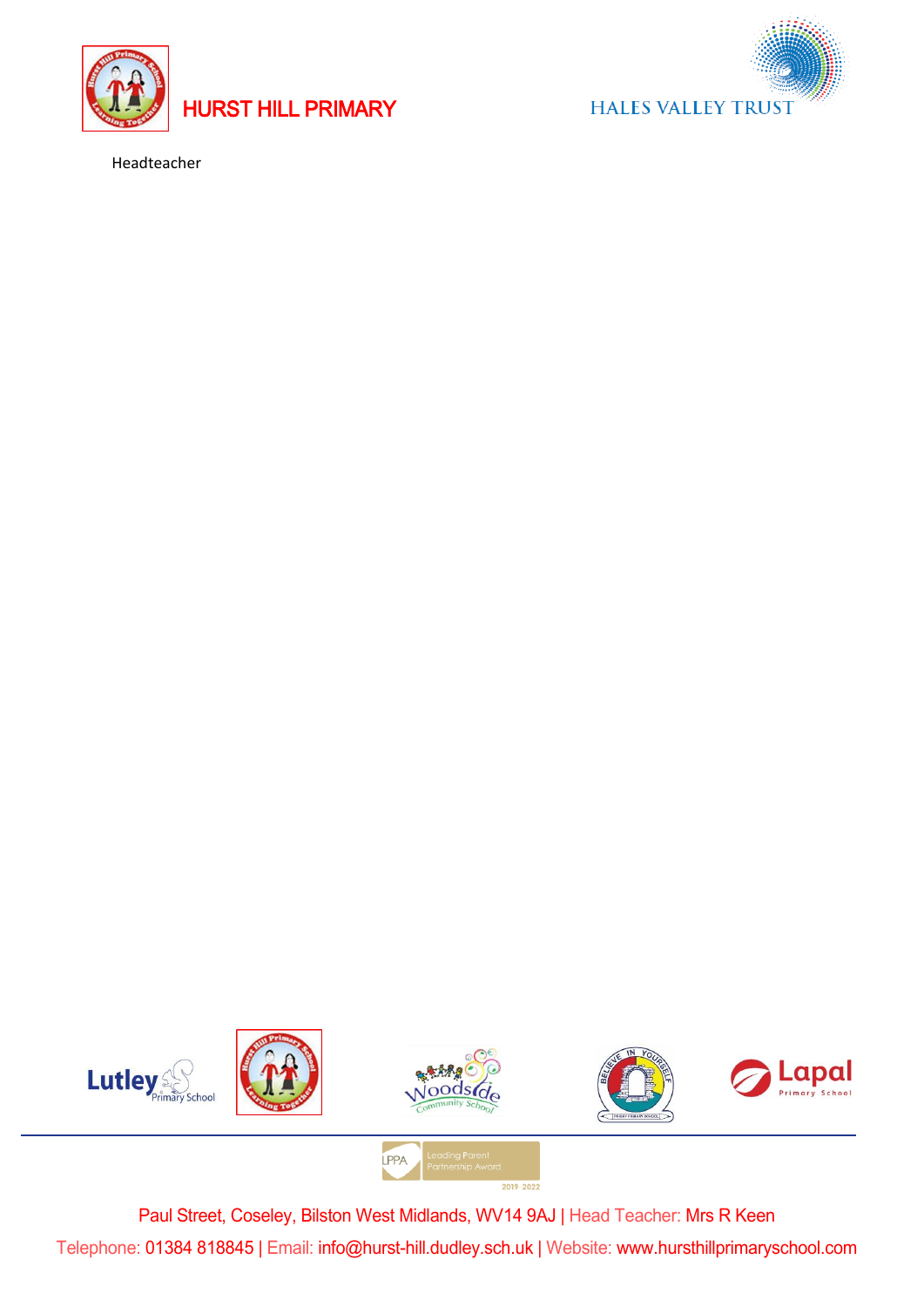Headteacher